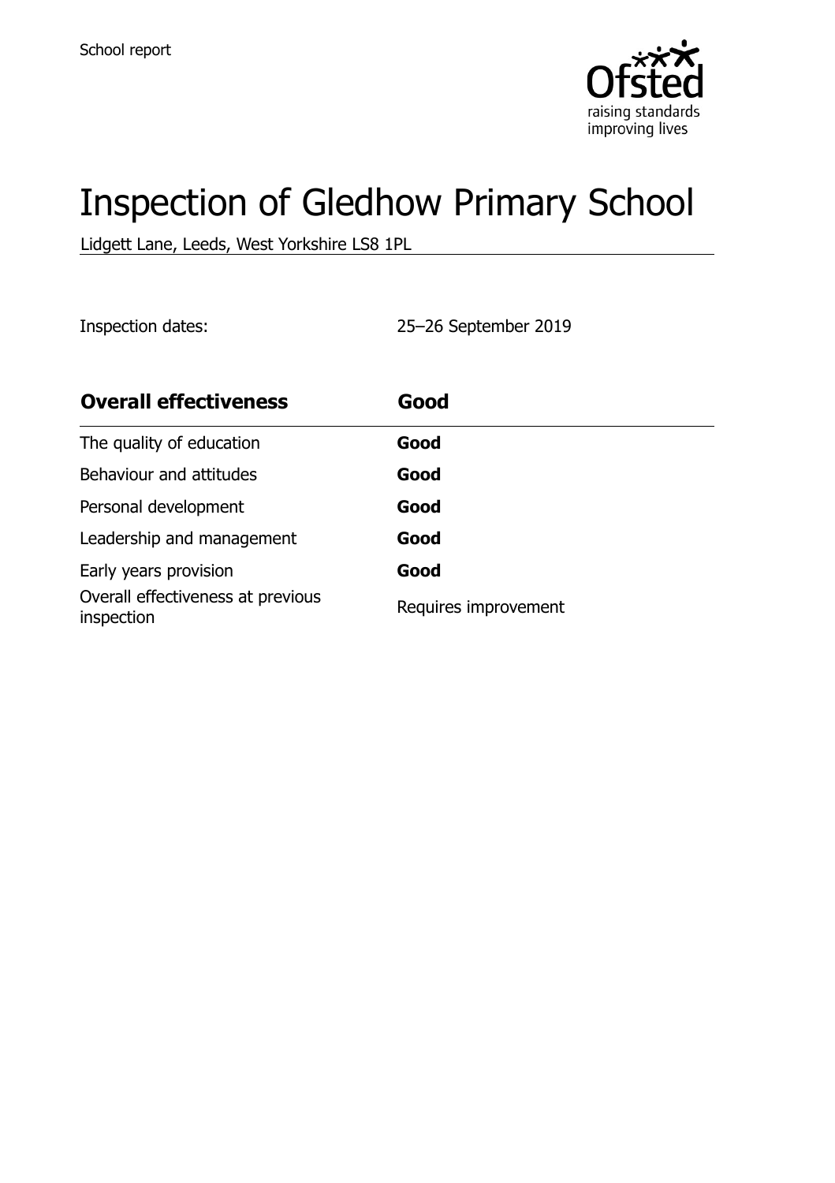School report

# Inspection of Gledhow Primary School

Lidgett Lane, Leeds, West Yorkshire LS8 1PL

Inspection dates: 25–26 September 2019

| **Overall effectiveness** | **Good** |
| --- | --- |
| The quality of education | **Good** |
| Behaviour and attitudes | **Good** |
| Personal development | **Good** |
| Leadership and management | **Good** |
| Early years provision | **Good** |
| Overall effectiveness at previous inspection | Requires improvement |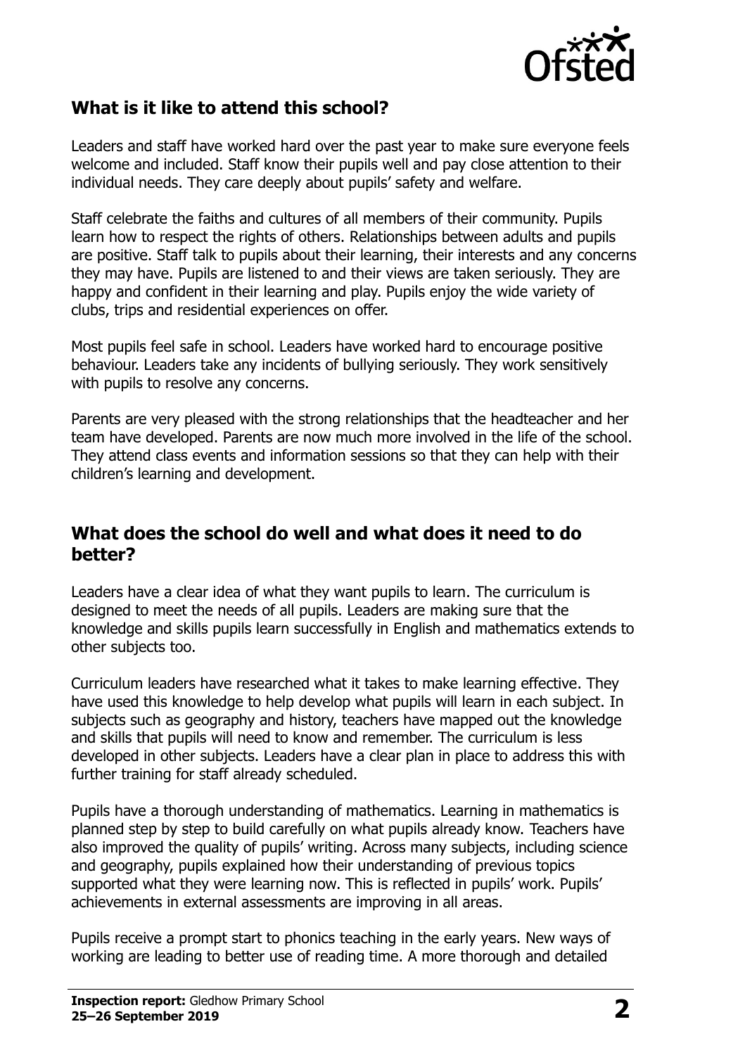## What is it like to attend this school?

Leaders and staff have worked hard over the past year to make sure everyone feels welcome and included. Staff know their pupils well and pay close attention to their individual needs. They care deeply about pupils' safety and welfare.

Staff celebrate the faiths and cultures of all members of their community. Pupils learn how to respect the rights of others. Relationships between adults and pupils are positive. Staff talk to pupils about their learning, their interests and any concerns they may have. Pupils are listened to and their views are taken seriously. They are happy and confident in their learning and play. Pupils enjoy the wide variety of clubs, trips and residential experiences on offer.

Most pupils feel safe in school. Leaders have worked hard to encourage positive behaviour. Leaders take any incidents of bullying seriously. They work sensitively with pupils to resolve any concerns.

Parents are very pleased with the strong relationships that the headteacher and her team have developed. Parents are now much more involved in the life of the school. They attend class events and information sessions so that they can help with their children's learning and development.

## What does the school do well and what does it need to do better?

Leaders have a clear idea of what they want pupils to learn. The curriculum is designed to meet the needs of all pupils. Leaders are making sure that the knowledge and skills pupils learn successfully in English and mathematics extends to other subjects too.

Curriculum leaders have researched what it takes to make learning effective. They have used this knowledge to help develop what pupils will learn in each subject. In subjects such as geography and history, teachers have mapped out the knowledge and skills that pupils will need to know and remember. The curriculum is less developed in other subjects. Leaders have a clear plan in place to address this with further training for staff already scheduled.

Pupils have a thorough understanding of mathematics. Learning in mathematics is planned step by step to build carefully on what pupils already know. Teachers have also improved the quality of pupils' writing. Across many subjects, including science and geography, pupils explained how their understanding of previous topics supported what they were learning now. This is reflected in pupils' work. Pupils' achievements in external assessments are improving in all areas.

Pupils receive a prompt start to phonics teaching in the early years. New ways of working are leading to better use of reading time. A more thorough and detailed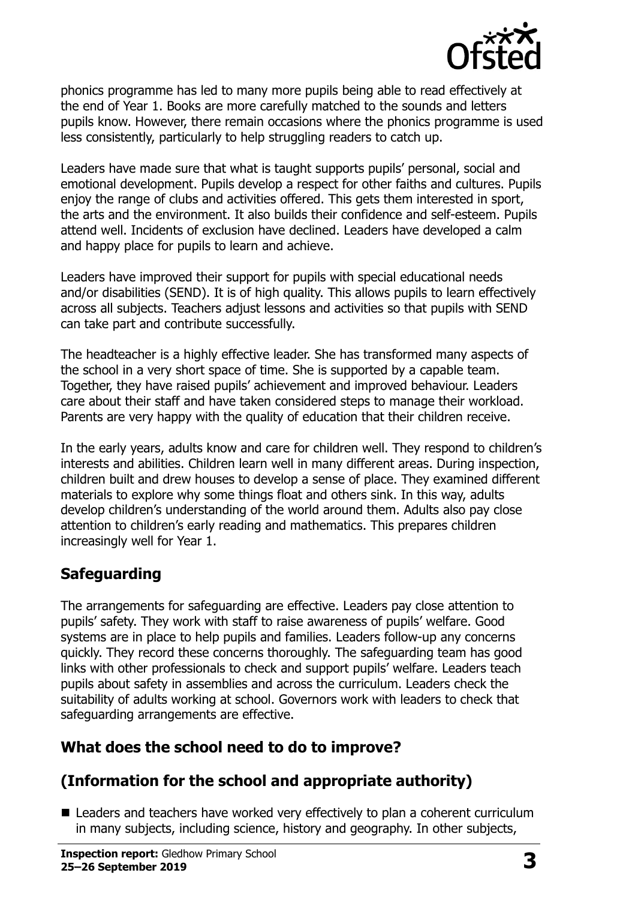phonics programme has led to many more pupils being able to read effectively at the end of Year 1. Books are more carefully matched to the sounds and letters pupils know. However, there remain occasions where the phonics programme is used less consistently, particularly to help struggling readers to catch up.

Leaders have made sure that what is taught supports pupils' personal, social and emotional development. Pupils develop a respect for other faiths and cultures. Pupils enjoy the range of clubs and activities offered. This gets them interested in sport, the arts and the environment. It also builds their confidence and self-esteem. Pupils attend well. Incidents of exclusion have declined. Leaders have developed a calm and happy place for pupils to learn and achieve.

Leaders have improved their support for pupils with special educational needs and/or disabilities (SEND). It is of high quality. This allows pupils to learn effectively across all subjects. Teachers adjust lessons and activities so that pupils with SEND can take part and contribute successfully.

The headteacher is a highly effective leader. She has transformed many aspects of the school in a very short space of time. She is supported by a capable team. Together, they have raised pupils' achievement and improved behaviour. Leaders care about their staff and have taken considered steps to manage their workload. Parents are very happy with the quality of education that their children receive.

In the early years, adults know and care for children well. They respond to children's interests and abilities. Children learn well in many different areas. During inspection, children built and drew houses to develop a sense of place. They examined different materials to explore why some things float and others sink. In this way, adults develop children's understanding of the world around them. Adults also pay close attention to children's early reading and mathematics. This prepares children increasingly well for Year 1.

## Safeguarding

The arrangements for safeguarding are effective. Leaders pay close attention to pupils' safety. They work with staff to raise awareness of pupils' welfare. Good systems are in place to help pupils and families. Leaders follow-up any concerns quickly. They record these concerns thoroughly. The safeguarding team has good links with other professionals to check and support pupils' welfare. Leaders teach pupils about safety in assemblies and across the curriculum. Leaders check the suitability of adults working at school. Governors work with leaders to check that safeguarding arrangements are effective.

## What does the school need to do to improve?

## (Information for the school and appropriate authority)

- Leaders and teachers have worked very effectively to plan a coherent curriculum in many subjects, including science, history and geography. In other subjects,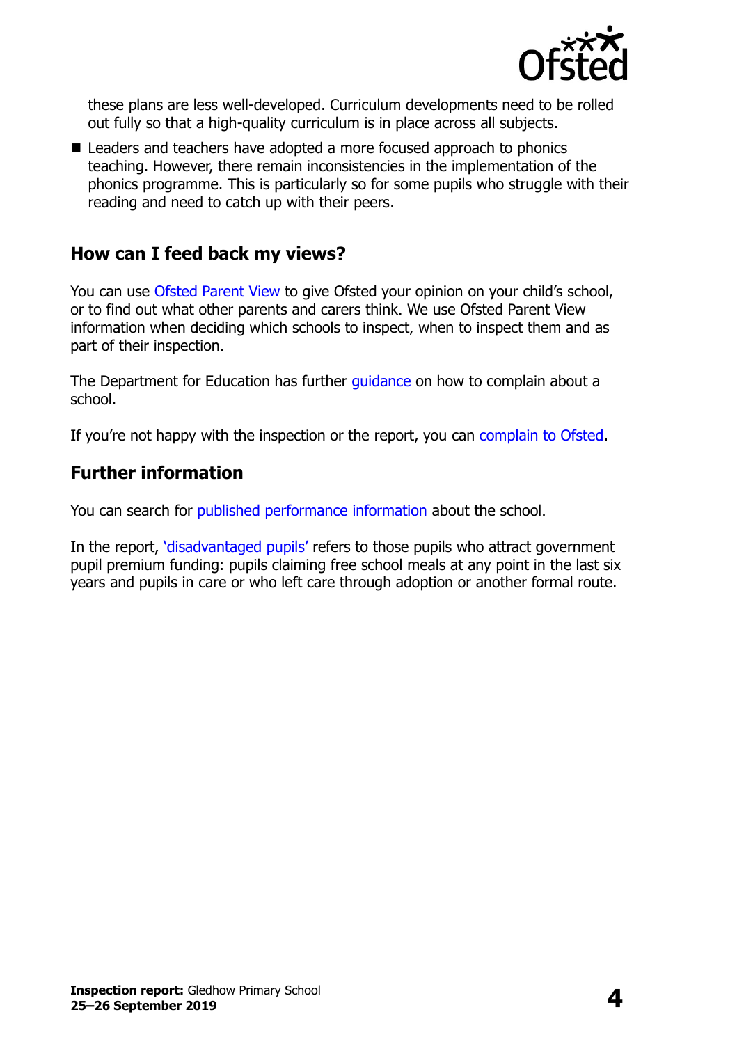these plans are less well-developed. Curriculum developments need to be rolled out fully so that a high-quality curriculum is in place across all subjects.

- Leaders and teachers have adopted a more focused approach to phonics teaching. However, there remain inconsistencies in the implementation of the phonics programme. This is particularly so for some pupils who struggle with their reading and need to catch up with their peers.

## How can I feed back my views?

You can use Ofsted Parent View to give Ofsted your opinion on your child's school, or to find out what other parents and carers think. We use Ofsted Parent View information when deciding which schools to inspect, when to inspect them and as part of their inspection.

The Department for Education has further guidance on how to complain about a school.

If you're not happy with the inspection or the report, you can complain to Ofsted.

## Further information

You can search for published performance information about the school.

In the report, 'disadvantaged pupils' refers to those pupils who attract government pupil premium funding: pupils claiming free school meals at any point in the last six years and pupils in care or who left care through adoption or another formal route.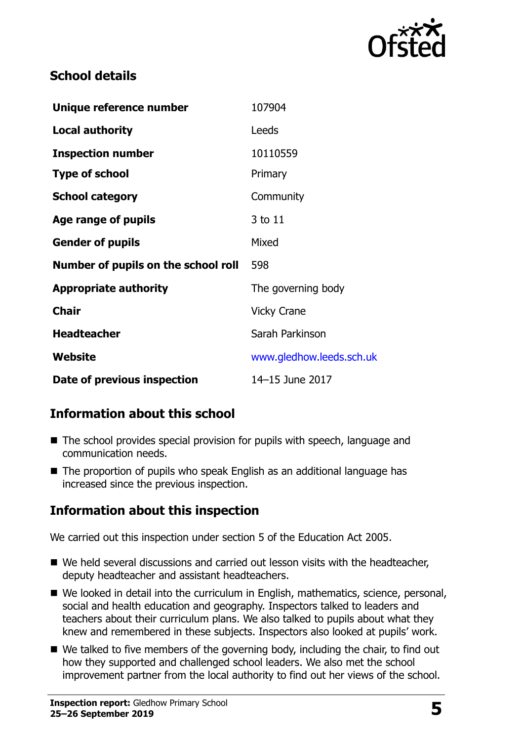## School details

| | |
|---|---|
| **Unique reference number** | 107904 |
| **Local authority** | Leeds |
| **Inspection number** | 10110559 |
| **Type of school** | Primary |
| **School category** | Community |
| **Age range of pupils** | 3 to 11 |
| **Gender of pupils** | Mixed |
| **Number of pupils on the school roll** | 598 |
| **Appropriate authority** | The governing body |
| **Chair** | Vicky Crane |
| **Headteacher** | Sarah Parkinson |
| **Website** | www.gledhow.leeds.sch.uk |
| **Date of previous inspection** | 14–15 June 2017 |

## Information about this school

- The school provides special provision for pupils with speech, language and communication needs.
- The proportion of pupils who speak English as an additional language has increased since the previous inspection.

## Information about this inspection

We carried out this inspection under section 5 of the Education Act 2005.

- We held several discussions and carried out lesson visits with the headteacher, deputy headteacher and assistant headteachers.
- We looked in detail into the curriculum in English, mathematics, science, personal, social and health education and geography. Inspectors talked to leaders and teachers about their curriculum plans. We also talked to pupils about what they knew and remembered in these subjects. Inspectors also looked at pupils' work.
- We talked to five members of the governing body, including the chair, to find out how they supported and challenged school leaders. We also met the school improvement partner from the local authority to find out her views of the school.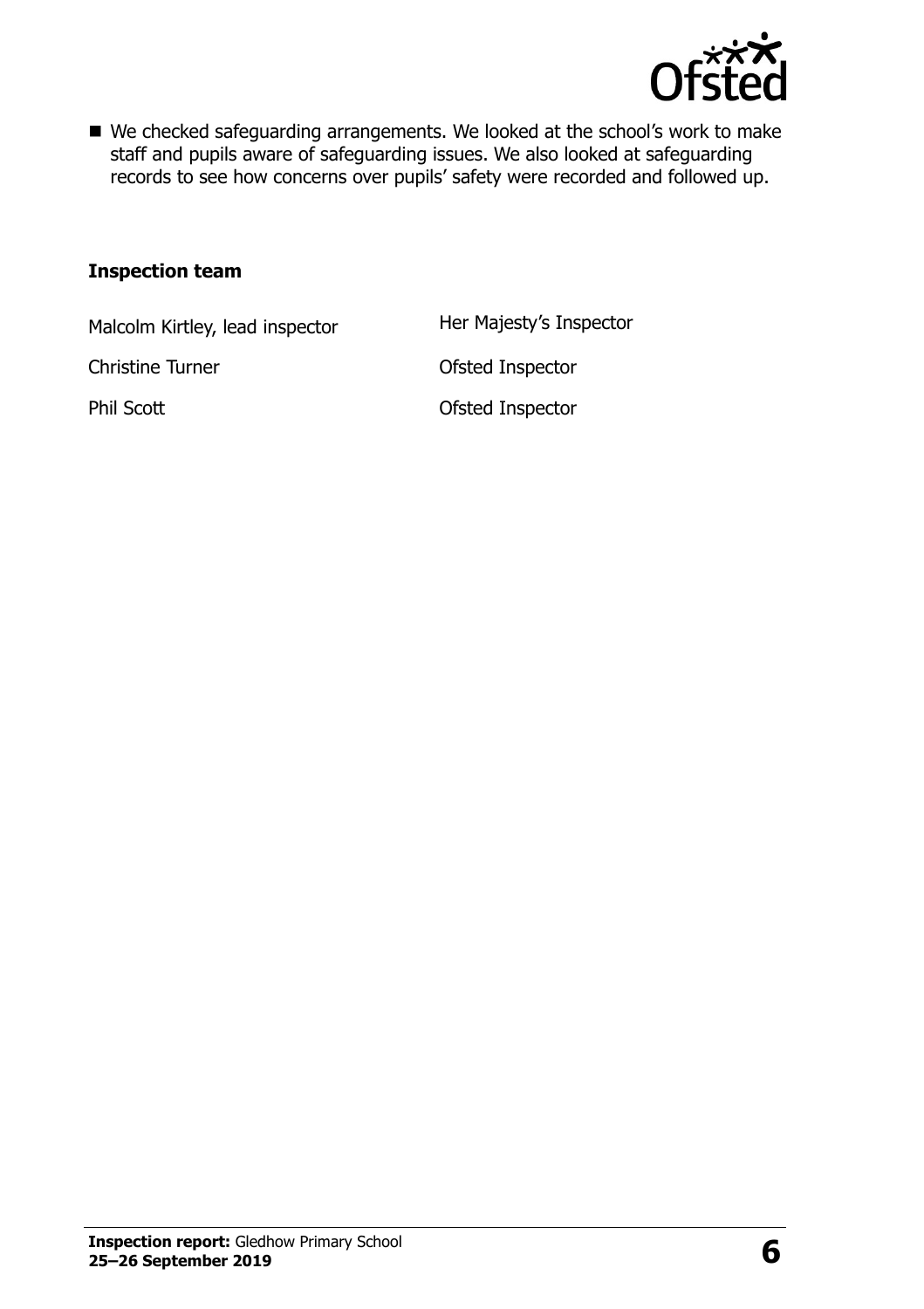- We checked safeguarding arrangements. We looked at the school's work to make staff and pupils aware of safeguarding issues. We also looked at safeguarding records to see how concerns over pupils' safety were recorded and followed up.

### Inspection team

| | |
|---|---|
| Malcolm Kirtley, lead inspector | Her Majesty's Inspector |
| Christine Turner | Ofsted Inspector |
| Phil Scott | Ofsted Inspector |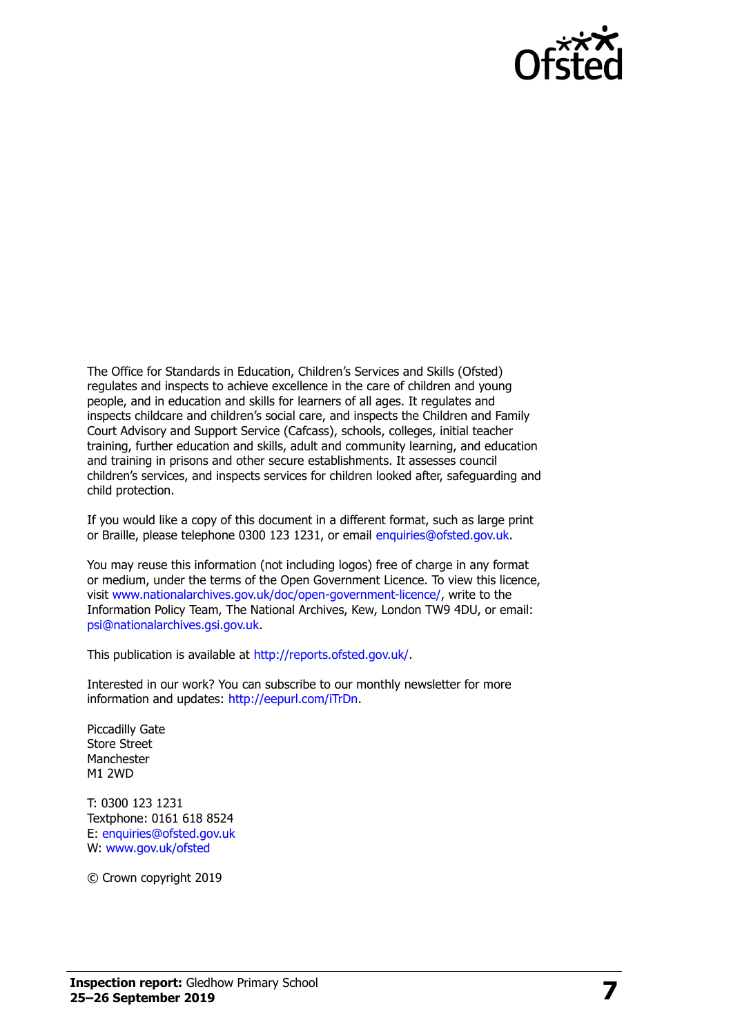The Office for Standards in Education, Children's Services and Skills (Ofsted) regulates and inspects to achieve excellence in the care of children and young people, and in education and skills for learners of all ages. It regulates and inspects childcare and children's social care, and inspects the Children and Family Court Advisory and Support Service (Cafcass), schools, colleges, initial teacher training, further education and skills, adult and community learning, and education and training in prisons and other secure establishments. It assesses council children's services, and inspects services for children looked after, safeguarding and child protection.

If you would like a copy of this document in a different format, such as large print or Braille, please telephone 0300 123 1231, or email enquiries@ofsted.gov.uk.

You may reuse this information (not including logos) free of charge in any format or medium, under the terms of the Open Government Licence. To view this licence, visit www.nationalarchives.gov.uk/doc/open-government-licence/, write to the Information Policy Team, The National Archives, Kew, London TW9 4DU, or email: psi@nationalarchives.gsi.gov.uk.

This publication is available at http://reports.ofsted.gov.uk/.

Interested in our work? You can subscribe to our monthly newsletter for more information and updates: http://eepurl.com/iTrDn.

Piccadilly Gate
Store Street
Manchester
M1 2WD

T: 0300 123 1231
Textphone: 0161 618 8524
E: enquiries@ofsted.gov.uk
W: www.gov.uk/ofsted

© Crown copyright 2019